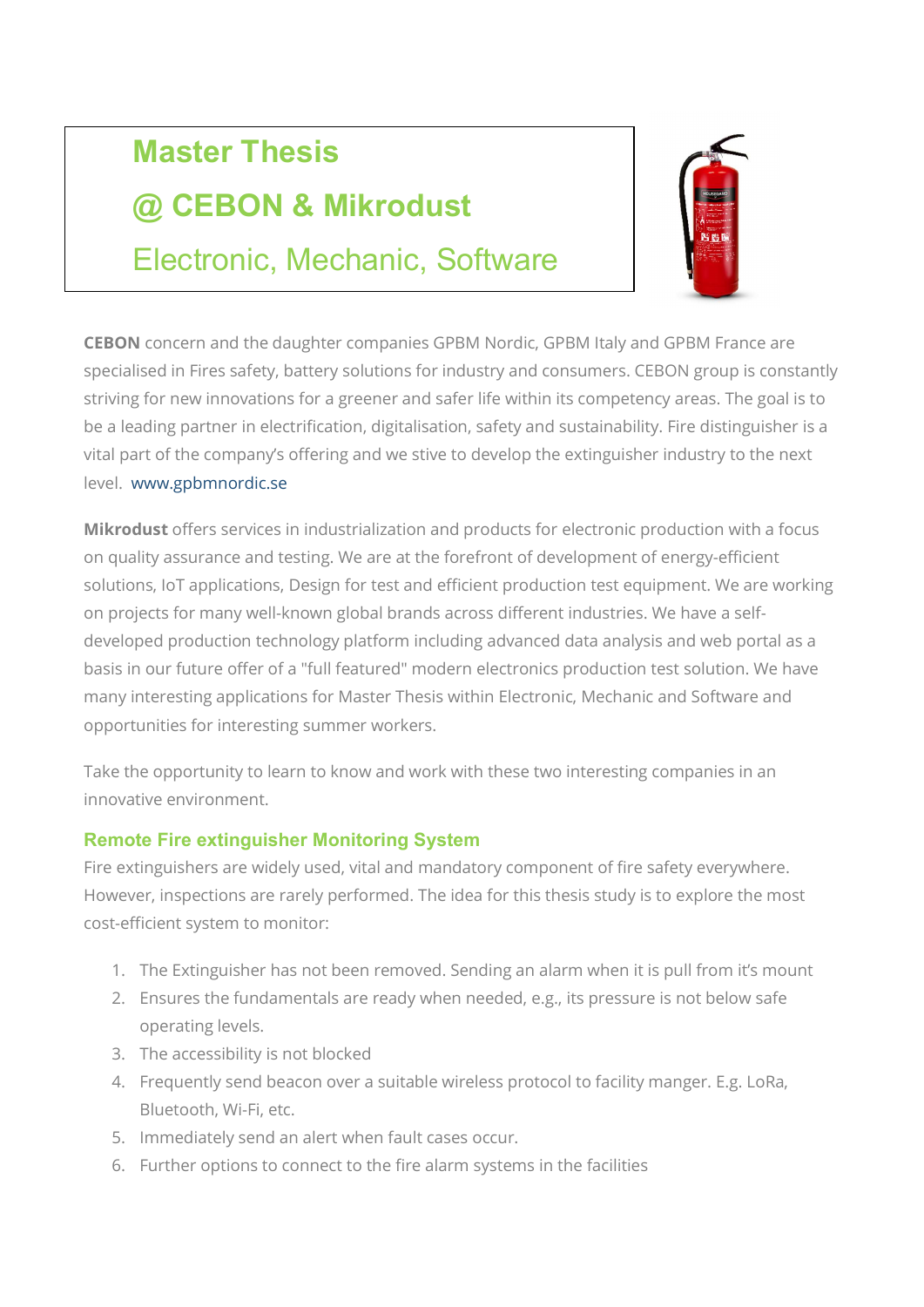# Master Thesis

# @ CEBON & Mikrodust

## Electronic, Mechanic, Software

**CEBON** concern and the daughter companies GPBM Nordic, GPBM Italy and GPBM France are specialised in Fires safety, battery solutions for industry and consumers. CEBON group is constantly striving for new innovations for a greener and safer life within its competency areas. The goal is to be a leading partner in electrification, digitalisation, safety and sustainability. Fire distinguisher is a vital part of the company's offering and we stive to develop the extinguisher industry to the next level. www.gpbmnordic.se

**Mikrodust** offers services in industrialization and products for electronic production with a focus on quality assurance and testing. We are at the forefront of development of energy-efficient solutions, IoT applications, Design for test and efficient production test equipment. We are working on projects for many well-known global brands across different industries. We have a self-developed production technology platform including advanced data analysis and web portal as a basis in our future offer of a "full featured" modern electronics production test solution. We have many interesting applications for Master Thesis within Electronic, Mechanic and Software and opportunities for interesting summer workers.

Take the opportunity to learn to know and work with these two interesting companies in an innovative environment.

### Remote Fire extinguisher Monitoring System

Fire extinguishers are widely used, vital and mandatory component of fire safety everywhere. However, inspections are rarely performed. The idea for this thesis study is to explore the most cost-efficient system to monitor:

1. The Extinguisher has not been removed. Sending an alarm when it is pull from it's mount
2. Ensures the fundamentals are ready when needed, e.g., its pressure is not below safe operating levels.
3. The accessibility is not blocked
4. Frequently send beacon over a suitable wireless protocol to facility manger. E.g. LoRa, Bluetooth, Wi-Fi, etc.
5. Immediately send an alert when fault cases occur.
6. Further options to connect to the fire alarm systems in the facilities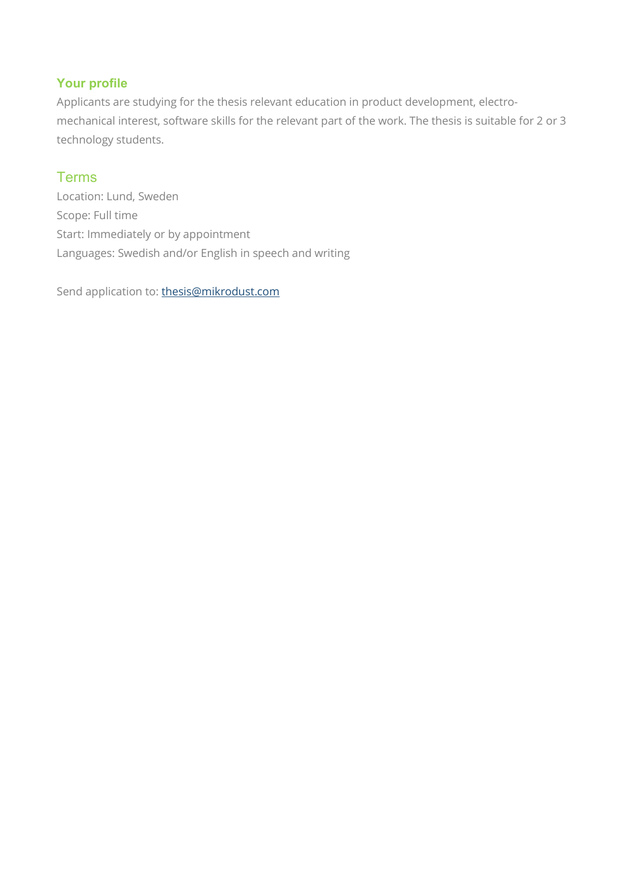### Your profile

Applicants are studying for the thesis relevant education in product development, electro-mechanical interest, software skills for the relevant part of the work. The thesis is suitable for 2 or 3 technology students.

## Terms

Location: Lund, Sweden
Scope: Full time
Start: Immediately or by appointment
Languages: Swedish and/or English in speech and writing

Send application to: thesis@mikrodust.com